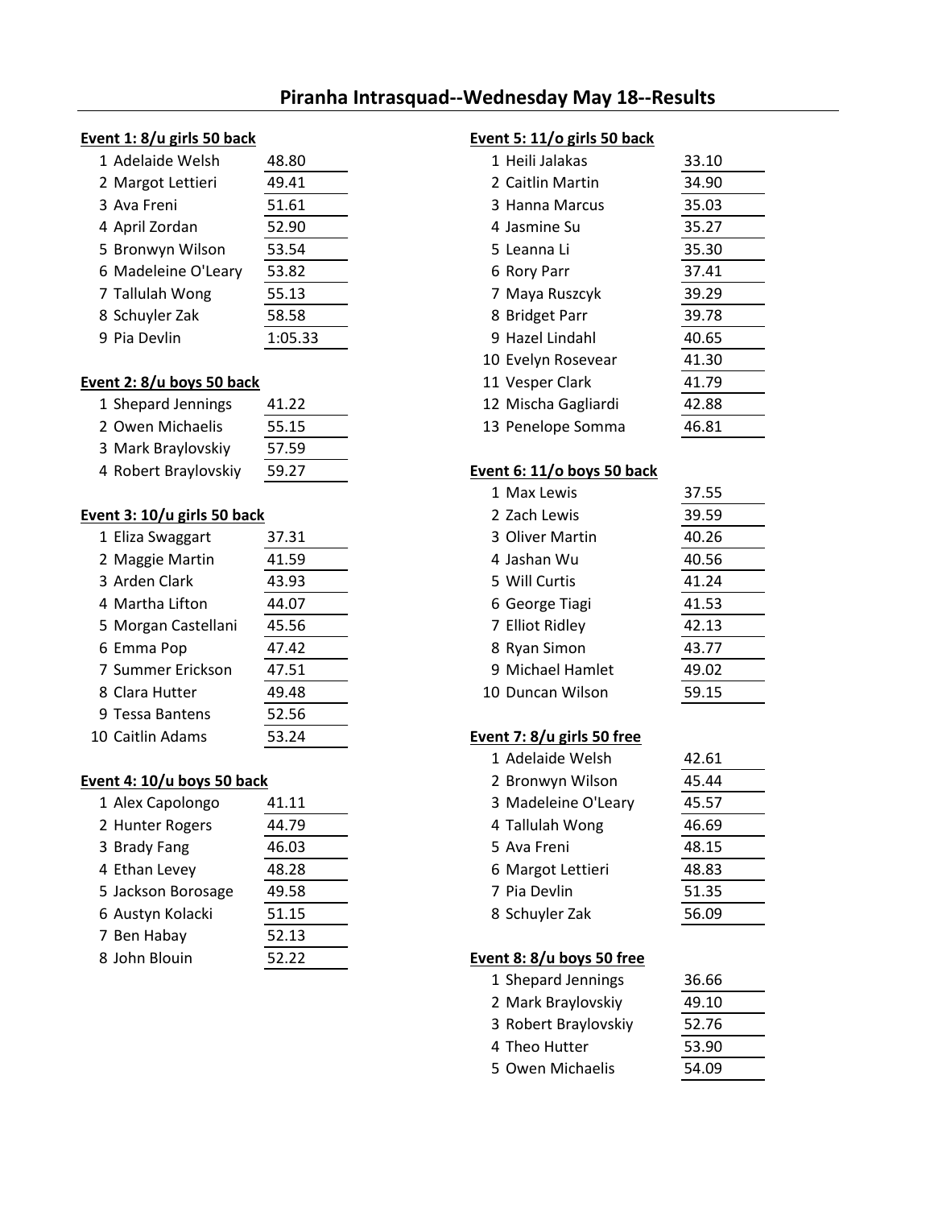# Piranha Intrasquad--Wednesday May 18--Results

**Event 1: 8/u girls 50 back**

| Place | Name | Time |
|---|---|---|
| 1 | Adelaide Welsh | 48.80 |
| 2 | Margot Lettieri | 49.41 |
| 3 | Ava Freni | 51.61 |
| 4 | April Zordan | 52.90 |
| 5 | Bronwyn Wilson | 53.54 |
| 6 | Madeleine O'Leary | 53.82 |
| 7 | Tallulah Wong | 55.13 |
| 8 | Schuyler Zak | 58.58 |
| 9 | Pia Devlin | 1:05.33 |

**Event 2: 8/u boys 50 back**

| Place | Name | Time |
|---|---|---|
| 1 | Shepard Jennings | 41.22 |
| 2 | Owen Michaelis | 55.15 |
| 3 | Mark Braylovskiy | 57.59 |
| 4 | Robert Braylovskiy | 59.27 |

**Event 3: 10/u girls 50 back**

| Place | Name | Time |
|---|---|---|
| 1 | Eliza Swaggart | 37.31 |
| 2 | Maggie Martin | 41.59 |
| 3 | Arden Clark | 43.93 |
| 4 | Martha Lifton | 44.07 |
| 5 | Morgan Castellani | 45.56 |
| 6 | Emma Pop | 47.42 |
| 7 | Summer Erickson | 47.51 |
| 8 | Clara Hutter | 49.48 |
| 9 | Tessa Bantens | 52.56 |
| 10 | Caitlin Adams | 53.24 |

**Event 4: 10/u boys 50 back**

| Place | Name | Time |
|---|---|---|
| 1 | Alex Capolongo | 41.11 |
| 2 | Hunter Rogers | 44.79 |
| 3 | Brady Fang | 46.03 |
| 4 | Ethan Levey | 48.28 |
| 5 | Jackson Borosage | 49.58 |
| 6 | Austyn Kolacki | 51.15 |
| 7 | Ben Habay | 52.13 |
| 8 | John Blouin | 52.22 |

**Event 5: 11/o girls 50 back**

| Place | Name | Time |
|---|---|---|
| 1 | Heili Jalakas | 33.10 |
| 2 | Caitlin Martin | 34.90 |
| 3 | Hanna Marcus | 35.03 |
| 4 | Jasmine Su | 35.27 |
| 5 | Leanna Li | 35.30 |
| 6 | Rory Parr | 37.41 |
| 7 | Maya Ruszcyk | 39.29 |
| 8 | Bridget Parr | 39.78 |
| 9 | Hazel Lindahl | 40.65 |
| 10 | Evelyn Rosevear | 41.30 |
| 11 | Vesper Clark | 41.79 |
| 12 | Mischa Gagliardi | 42.88 |
| 13 | Penelope Somma | 46.81 |

**Event 6: 11/o boys 50 back**

| Place | Name | Time |
|---|---|---|
| 1 | Max Lewis | 37.55 |
| 2 | Zach Lewis | 39.59 |
| 3 | Oliver Martin | 40.26 |
| 4 | Jashan Wu | 40.56 |
| 5 | Will Curtis | 41.24 |
| 6 | George Tiagi | 41.53 |
| 7 | Elliot Ridley | 42.13 |
| 8 | Ryan Simon | 43.77 |
| 9 | Michael Hamlet | 49.02 |
| 10 | Duncan Wilson | 59.15 |

**Event 7: 8/u girls 50 free**

| Place | Name | Time |
|---|---|---|
| 1 | Adelaide Welsh | 42.61 |
| 2 | Bronwyn Wilson | 45.44 |
| 3 | Madeleine O'Leary | 45.57 |
| 4 | Tallulah Wong | 46.69 |
| 5 | Ava Freni | 48.15 |
| 6 | Margot Lettieri | 48.83 |
| 7 | Pia Devlin | 51.35 |
| 8 | Schuyler Zak | 56.09 |

**Event 8: 8/u boys 50 free**

| Place | Name | Time |
|---|---|---|
| 1 | Shepard Jennings | 36.66 |
| 2 | Mark Braylovskiy | 49.10 |
| 3 | Robert Braylovskiy | 52.76 |
| 4 | Theo Hutter | 53.90 |
| 5 | Owen Michaelis | 54.09 |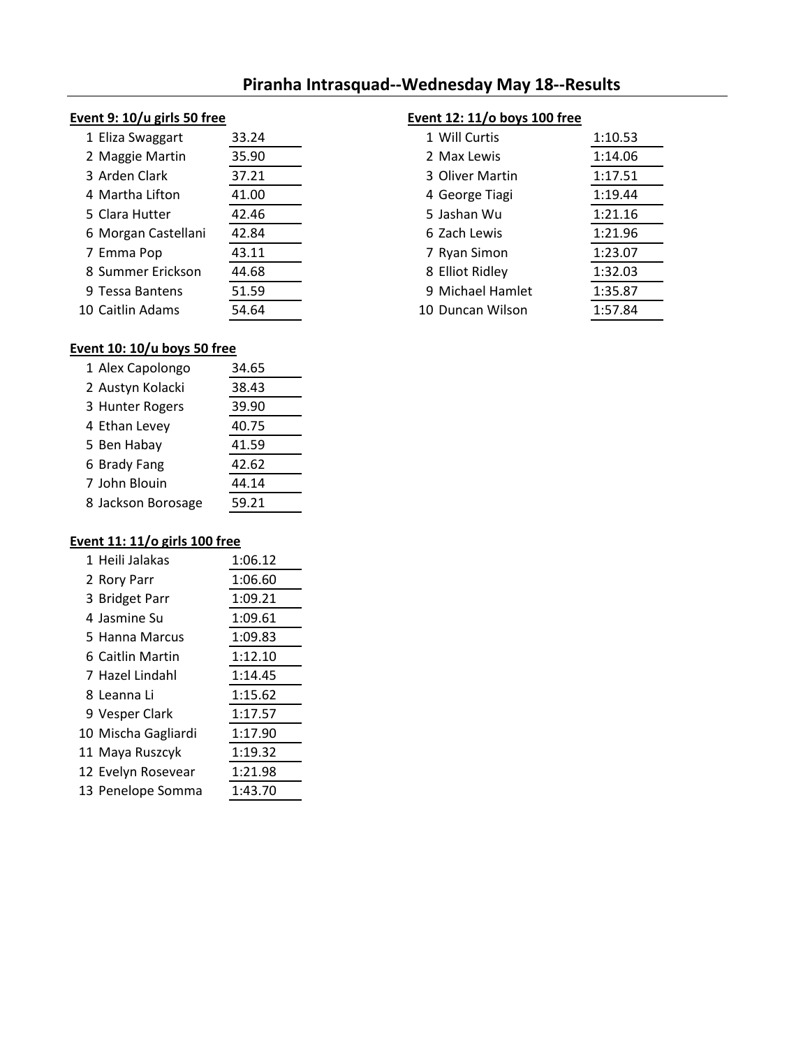# Piranha Intrasquad--Wednesday May 18--Results

**Event 9: 10/u girls 50 free**

| Place | Name | Time |
|---|---|---|
| 1 | Eliza Swaggart | 33.24 |
| 2 | Maggie Martin | 35.90 |
| 3 | Arden Clark | 37.21 |
| 4 | Martha Lifton | 41.00 |
| 5 | Clara Hutter | 42.46 |
| 6 | Morgan Castellani | 42.84 |
| 7 | Emma Pop | 43.11 |
| 8 | Summer Erickson | 44.68 |
| 9 | Tessa Bantens | 51.59 |
| 10 | Caitlin Adams | 54.64 |

**Event 10: 10/u boys 50 free**

| Place | Name | Time |
|---|---|---|
| 1 | Alex Capolongo | 34.65 |
| 2 | Austyn Kolacki | 38.43 |
| 3 | Hunter Rogers | 39.90 |
| 4 | Ethan Levey | 40.75 |
| 5 | Ben Habay | 41.59 |
| 6 | Brady Fang | 42.62 |
| 7 | John Blouin | 44.14 |
| 8 | Jackson Borosage | 59.21 |

**Event 11: 11/o girls 100 free**

| Place | Name | Time |
|---|---|---|
| 1 | Heili Jalakas | 1:06.12 |
| 2 | Rory Parr | 1:06.60 |
| 3 | Bridget Parr | 1:09.21 |
| 4 | Jasmine Su | 1:09.61 |
| 5 | Hanna Marcus | 1:09.83 |
| 6 | Caitlin Martin | 1:12.10 |
| 7 | Hazel Lindahl | 1:14.45 |
| 8 | Leanna Li | 1:15.62 |
| 9 | Vesper Clark | 1:17.57 |
| 10 | Mischa Gagliardi | 1:17.90 |
| 11 | Maya Ruszcyk | 1:19.32 |
| 12 | Evelyn Rosevear | 1:21.98 |
| 13 | Penelope Somma | 1:43.70 |

**Event 12: 11/o boys 100 free**

| Place | Name | Time |
|---|---|---|
| 1 | Will Curtis | 1:10.53 |
| 2 | Max Lewis | 1:14.06 |
| 3 | Oliver Martin | 1:17.51 |
| 4 | George Tiagi | 1:19.44 |
| 5 | Jashan Wu | 1:21.16 |
| 6 | Zach Lewis | 1:21.96 |
| 7 | Ryan Simon | 1:23.07 |
| 8 | Elliot Ridley | 1:32.03 |
| 9 | Michael Hamlet | 1:35.87 |
| 10 | Duncan Wilson | 1:57.84 |